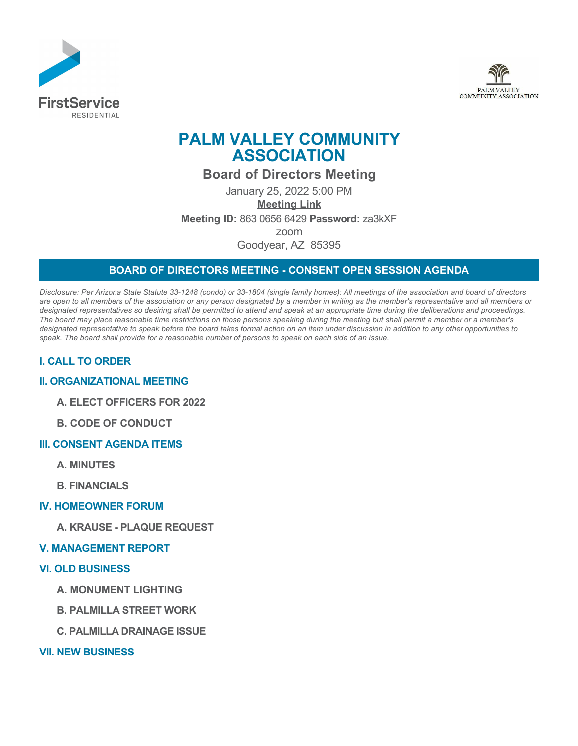# PALM VALLEY COMMUNITY ASSOCIATION

## Board of Directors Meeting

January 25, 2022 5:00 PM

**Meeting Link**

**Meeting ID:** 863 0656 6429 **Password:** za3kXF

zoom

Goodyear, AZ 85395

## BOARD OF DIRECTORS MEETING - CONSENT OPEN SESSION AGENDA

*Disclosure: Per Arizona State Statute 33-1248 (condo) or 33-1804 (single family homes): All meetings of the association and board of directors are open to all members of the association or any person designated by a member in writing as the member's representative and all members or designated representatives so desiring shall be permitted to attend and speak at an appropriate time during the deliberations and proceedings. The board may place reasonable time restrictions on those persons speaking during the meeting but shall permit a member or a member's designated representative to speak before the board takes formal action on an item under discussion in addition to any other opportunities to speak. The board shall provide for a reasonable number of persons to speak on each side of an issue.*

### I. CALL TO ORDER

### II. ORGANIZATIONAL MEETING

**A. ELECT OFFICERS FOR 2022**

**B. CODE OF CONDUCT**

### III. CONSENT AGENDA ITEMS

**A. MINUTES**

**B. FINANCIALS**

### IV. HOMEOWNER FORUM

**A. KRAUSE - PLAQUE REQUEST**

### V. MANAGEMENT REPORT

### VI. OLD BUSINESS

**A. MONUMENT LIGHTING**

**B. PALMILLA STREET WORK**

**C. PALMILLA DRAINAGE ISSUE**

### VII. NEW BUSINESS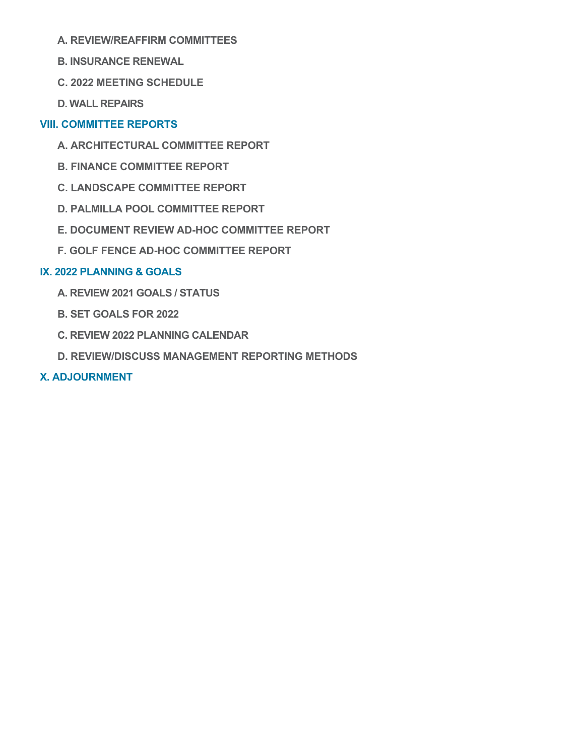**A. REVIEW/REAFFIRM COMMITTEES**

**B. INSURANCE RENEWAL**

**C. 2022 MEETING SCHEDULE**

**D. WALL REPAIRS**

## VIII. COMMITTEE REPORTS

**A. ARCHITECTURAL COMMITTEE REPORT**

**B. FINANCE COMMITTEE REPORT**

**C. LANDSCAPE COMMITTEE REPORT**

**D. PALMILLA POOL COMMITTEE REPORT**

**E. DOCUMENT REVIEW AD-HOC COMMITTEE REPORT**

**F. GOLF FENCE AD-HOC COMMITTEE REPORT**

## IX. 2022 PLANNING & GOALS

**A. REVIEW 2021 GOALS / STATUS**

**B. SET GOALS FOR 2022**

**C. REVIEW 2022 PLANNING CALENDAR**

**D. REVIEW/DISCUSS MANAGEMENT REPORTING METHODS**

## X. ADJOURNMENT